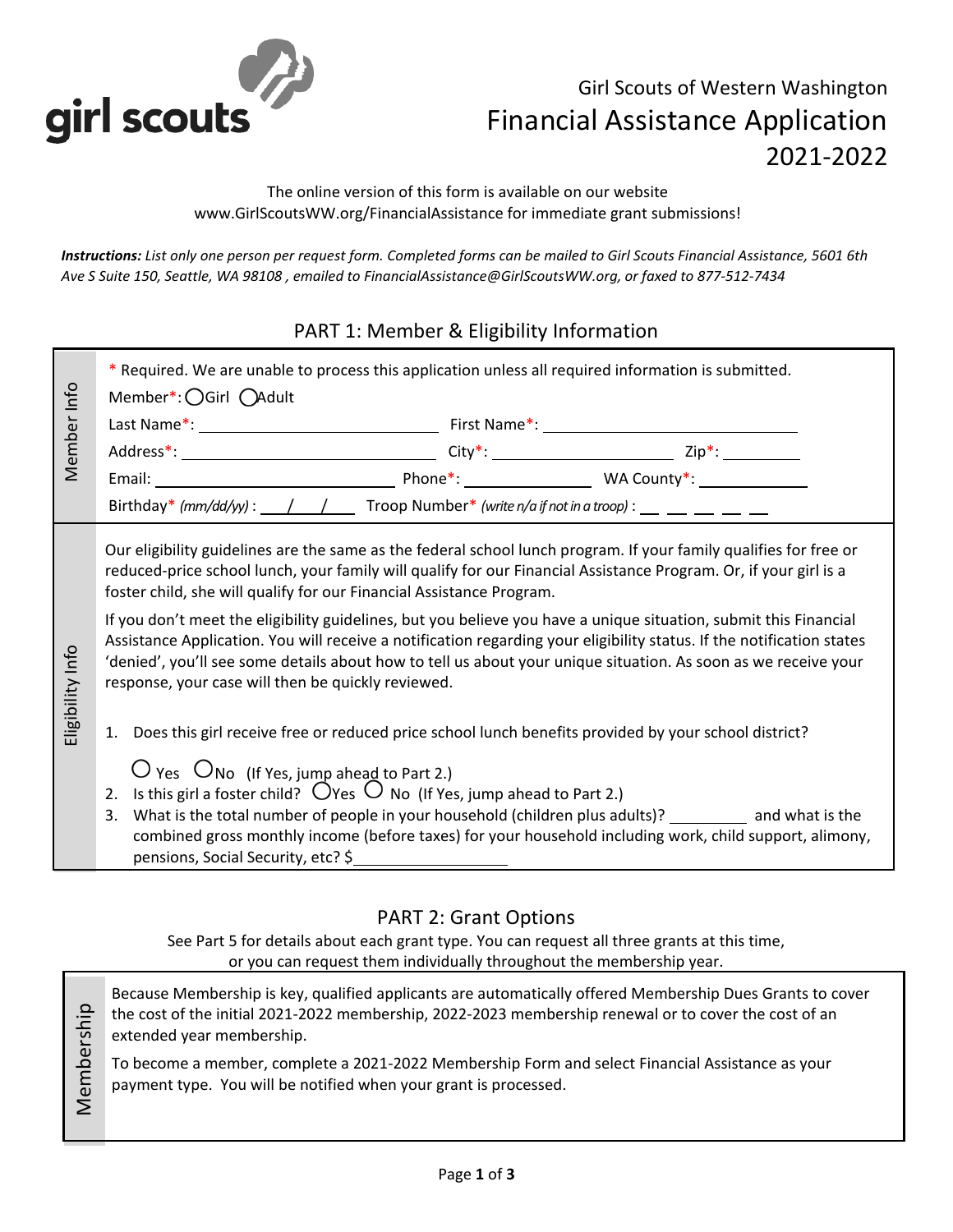girl scouts

# Girl Scouts of Western Washington
# Financial Assistance Application 2021-2022

The online version of this form is available on our website www.GirlScoutsWW.org/FinancialAssistance for immediate grant submissions!

***Instructions:** List only one person per request form. Completed forms can be mailed to Girl Scouts Financial Assistance, 5601 6th Ave S Suite 150, Seattle, WA 98108 , emailed to FinancialAssistance@GirlScoutsWW.org, or faxed to 877-512-7434*

## PART 1: Member & Eligibility Information

### Member Info

\* Required. We are unable to process this application unless all required information is submitted.

Member*: ◯ Girl ◯ Adult

Last Name*: ______________________ First Name*: ______________________

Address*: ______________________ City*: ________________ Zip*: ________

Email: ______________________ Phone*: ____________ WA County*: ____________

Birthday* *(mm/dd/yy)* : ___/___/___ Troop Number* *(write n/a if not in a troop)* : __ __ __ __ __ __

### Eligibility Info

Our eligibility guidelines are the same as the federal school lunch program. If your family qualifies for free or reduced-price school lunch, your family will qualify for our Financial Assistance Program. Or, if your girl is a foster child, she will qualify for our Financial Assistance Program.

If you don't meet the eligibility guidelines, but you believe you have a unique situation, submit this Financial Assistance Application. You will receive a notification regarding your eligibility status. If the notification states 'denied', you'll see some details about how to tell us about your unique situation. As soon as we receive your response, your case will then be quickly reviewed.

1. Does this girl receive free or reduced price school lunch benefits provided by your school district?

   ◯ Yes ◯ No (If Yes, jump ahead to Part 2.)
2. Is this girl a foster child? ◯ Yes ◯ No (If Yes, jump ahead to Part 2.)
3. What is the total number of people in your household (children plus adults)? ________ and what is the combined gross monthly income (before taxes) for your household including work, child support, alimony, pensions, Social Security, etc? $________________

## PART 2: Grant Options

See Part 5 for details about each grant type. You can request all three grants at this time, or you can request them individually throughout the membership year.

### Membership

Because Membership is key, qualified applicants are automatically offered Membership Dues Grants to cover the cost of the initial 2021-2022 membership, 2022-2023 membership renewal or to cover the cost of an extended year membership.

To become a member, complete a 2021-2022 Membership Form and select Financial Assistance as your payment type. You will be notified when your grant is processed.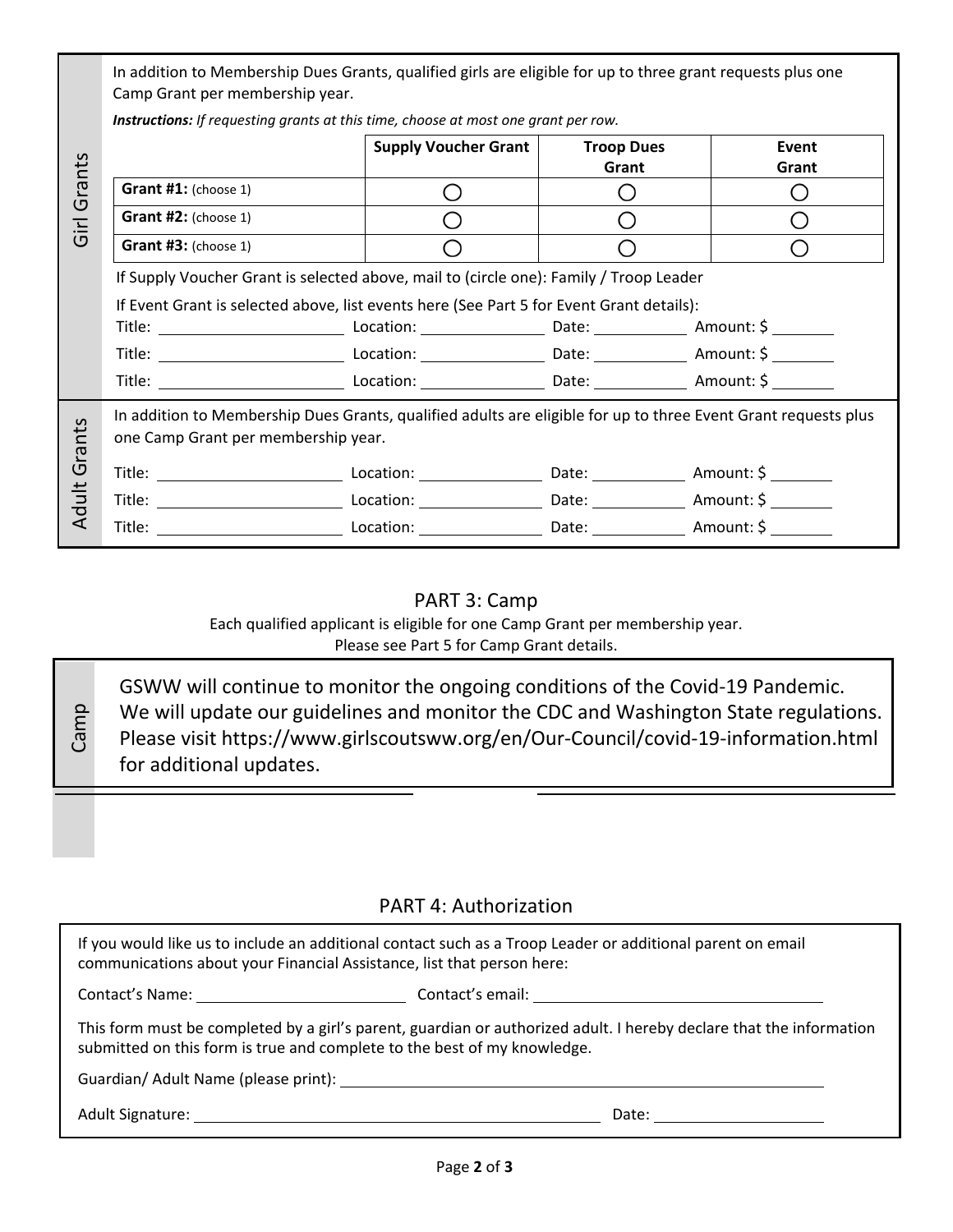## Girl Grants

In addition to Membership Dues Grants, qualified girls are eligible for up to three grant requests plus one Camp Grant per membership year.

***Instructions:** If requesting grants at this time, choose at most one grant per row.*

| | Supply Voucher Grant | Troop Dues Grant | Event Grant |
|---|---|---|---|
| **Grant #1:** (choose 1) | ◯ | ◯ | ◯ |
| **Grant #2:** (choose 1) | ◯ | ◯ | ◯ |
| **Grant #3:** (choose 1) | ◯ | ◯ | ◯ |

If Supply Voucher Grant is selected above, mail to (circle one): Family / Troop Leader

If Event Grant is selected above, list events here (See Part 5 for Event Grant details):

Title: ______________________ Location: _______________ Date: ___________ Amount: $ ________

Title: ______________________ Location: _______________ Date: ___________ Amount: $ ________

Title: ______________________ Location: _______________ Date: ___________ Amount: $ ________

## Adult Grants

In addition to Membership Dues Grants, qualified adults are eligible for up to three Event Grant requests plus one Camp Grant per membership year.

Title: ______________________ Location: _______________ Date: ___________ Amount: $ ________

Title: ______________________ Location: _______________ Date: ___________ Amount: $ ________

Title: ______________________ Location: _______________ Date: ___________ Amount: $ ________

## PART 3: Camp

Each qualified applicant is eligible for one Camp Grant per membership year.
Please see Part 5 for Camp Grant details.

**Camp**

GSWW will continue to monitor the ongoing conditions of the Covid-19 Pandemic. We will update our guidelines and monitor the CDC and Washington State regulations. Please visit https://www.girlscoutsww.org/en/Our-Council/covid-19-information.html for additional updates.

## PART 4: Authorization

If you would like us to include an additional contact such as a Troop Leader or additional parent on email communications about your Financial Assistance, list that person here:

Contact's Name: ________________________ Contact's email: ____________________________________

This form must be completed by a girl's parent, guardian or authorized adult. I hereby declare that the information submitted on this form is true and complete to the best of my knowledge.

Guardian/ Adult Name (please print): ____________________________________________________

Adult Signature: ________________________________________________ Date: ____________________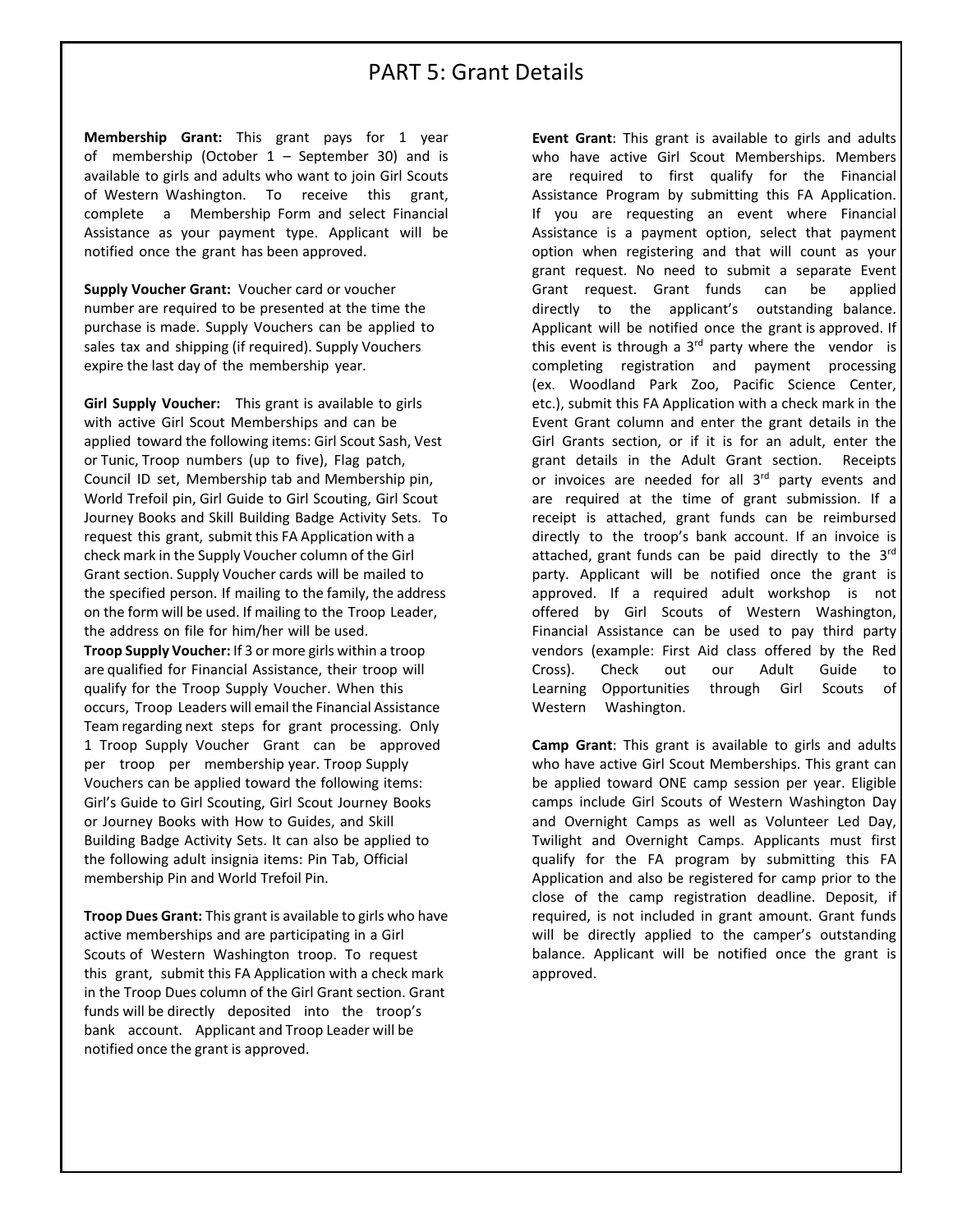# PART 5: Grant Details

**Membership Grant:** This grant pays for 1 year of membership (October 1 – September 30) and is available to girls and adults who want to join Girl Scouts of Western Washington. To receive this grant, complete a Membership Form and select Financial Assistance as your payment type. Applicant will be notified once the grant has been approved.

**Supply Voucher Grant:** Voucher card or voucher number are required to be presented at the time the purchase is made. Supply Vouchers can be applied to sales tax and shipping (if required). Supply Vouchers expire the last day of the membership year.

**Girl Supply Voucher:** This grant is available to girls with active Girl Scout Memberships and can be applied toward the following items: Girl Scout Sash, Vest or Tunic, Troop numbers (up to five), Flag patch, Council ID set, Membership tab and Membership pin, World Trefoil pin, Girl Guide to Girl Scouting, Girl Scout Journey Books and Skill Building Badge Activity Sets. To request this grant, submit this FA Application with a check mark in the Supply Voucher column of the Girl Grant section. Supply Voucher cards will be mailed to the specified person. If mailing to the family, the address on the form will be used. If mailing to the Troop Leader, the address on file for him/her will be used.

**Troop Supply Voucher:** If 3 or more girls within a troop are qualified for Financial Assistance, their troop will qualify for the Troop Supply Voucher. When this occurs, Troop Leaders will email the Financial Assistance Team regarding next steps for grant processing. Only 1 Troop Supply Voucher Grant can be approved per troop per membership year. Troop Supply Vouchers can be applied toward the following items: Girl's Guide to Girl Scouting, Girl Scout Journey Books or Journey Books with How to Guides, and Skill Building Badge Activity Sets. It can also be applied to the following adult insignia items: Pin Tab, Official membership Pin and World Trefoil Pin.

**Troop Dues Grant:** This grant is available to girls who have active memberships and are participating in a Girl Scouts of Western Washington troop. To request this grant, submit this FA Application with a check mark in the Troop Dues column of the Girl Grant section. Grant funds will be directly deposited into the troop's bank account. Applicant and Troop Leader will be notified once the grant is approved.

**Event Grant**: This grant is available to girls and adults who have active Girl Scout Memberships. Members are required to first qualify for the Financial Assistance Program by submitting this FA Application. If you are requesting an event where Financial Assistance is a payment option, select that payment option when registering and that will count as your grant request. No need to submit a separate Event Grant request. Grant funds can be applied directly to the applicant's outstanding balance. Applicant will be notified once the grant is approved. If this event is through a 3rd party where the vendor is completing registration and payment processing (ex. Woodland Park Zoo, Pacific Science Center, etc.), submit this FA Application with a check mark in the Event Grant column and enter the grant details in the Girl Grants section, or if it is for an adult, enter the grant details in the Adult Grant section. Receipts or invoices are needed for all 3rd party events and are required at the time of grant submission. If a receipt is attached, grant funds can be reimbursed directly to the troop's bank account. If an invoice is attached, grant funds can be paid directly to the 3rd party. Applicant will be notified once the grant is approved. If a required adult workshop is not offered by Girl Scouts of Western Washington, Financial Assistance can be used to pay third party vendors (example: First Aid class offered by the Red Cross). Check out our Adult Guide to Learning Opportunities through Girl Scouts of Western Washington.

**Camp Grant**: This grant is available to girls and adults who have active Girl Scout Memberships. This grant can be applied toward ONE camp session per year. Eligible camps include Girl Scouts of Western Washington Day and Overnight Camps as well as Volunteer Led Day, Twilight and Overnight Camps. Applicants must first qualify for the FA program by submitting this FA Application and also be registered for camp prior to the close of the camp registration deadline. Deposit, if required, is not included in grant amount. Grant funds will be directly applied to the camper's outstanding balance. Applicant will be notified once the grant is approved.